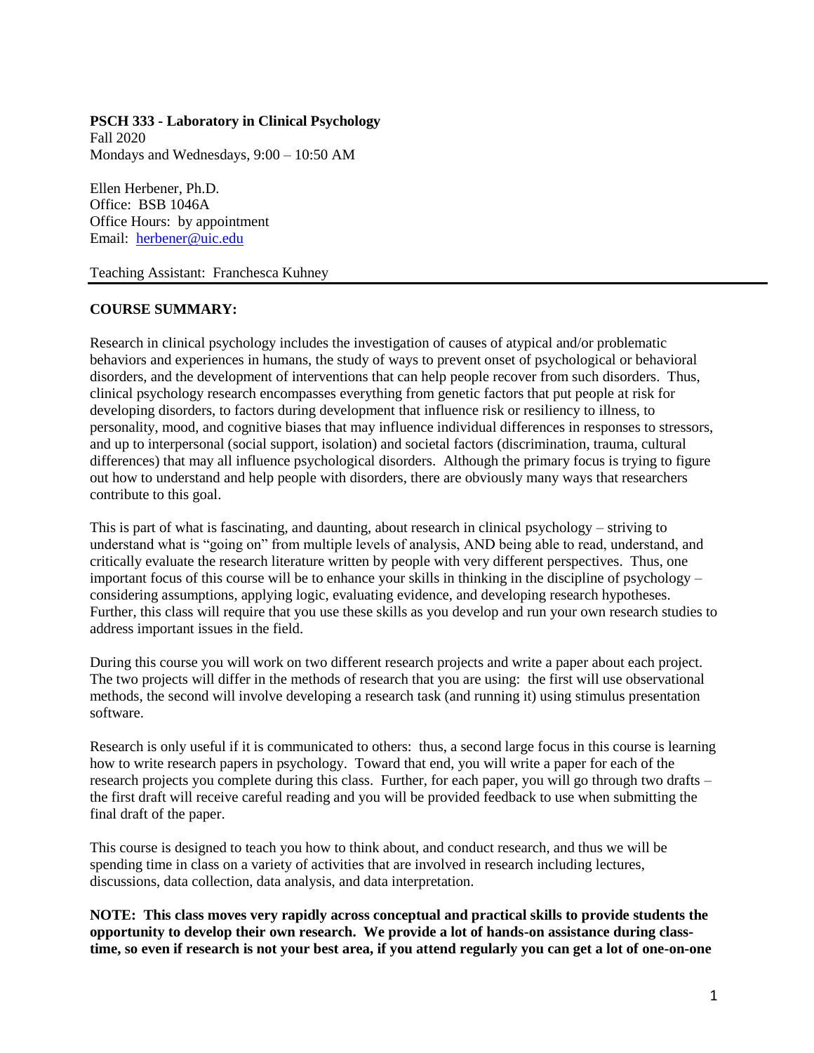**PSCH 333 - Laboratory in Clinical Psychology**
Fall 2020
Mondays and Wednesdays, 9:00 – 10:50 AM

Ellen Herbener, Ph.D.
Office: BSB 1046A
Office Hours: by appointment
Email: herbener@uic.edu

Teaching Assistant: Franchesca Kuhney

---

**COURSE SUMMARY:**

Research in clinical psychology includes the investigation of causes of atypical and/or problematic behaviors and experiences in humans, the study of ways to prevent onset of psychological or behavioral disorders, and the development of interventions that can help people recover from such disorders. Thus, clinical psychology research encompasses everything from genetic factors that put people at risk for developing disorders, to factors during development that influence risk or resiliency to illness, to personality, mood, and cognitive biases that may influence individual differences in responses to stressors, and up to interpersonal (social support, isolation) and societal factors (discrimination, trauma, cultural differences) that may all influence psychological disorders. Although the primary focus is trying to figure out how to understand and help people with disorders, there are obviously many ways that researchers contribute to this goal.

This is part of what is fascinating, and daunting, about research in clinical psychology – striving to understand what is "going on" from multiple levels of analysis, AND being able to read, understand, and critically evaluate the research literature written by people with very different perspectives. Thus, one important focus of this course will be to enhance your skills in thinking in the discipline of psychology – considering assumptions, applying logic, evaluating evidence, and developing research hypotheses. Further, this class will require that you use these skills as you develop and run your own research studies to address important issues in the field.

During this course you will work on two different research projects and write a paper about each project. The two projects will differ in the methods of research that you are using: the first will use observational methods, the second will involve developing a research task (and running it) using stimulus presentation software.

Research is only useful if it is communicated to others: thus, a second large focus in this course is learning how to write research papers in psychology. Toward that end, you will write a paper for each of the research projects you complete during this class. Further, for each paper, you will go through two drafts – the first draft will receive careful reading and you will be provided feedback to use when submitting the final draft of the paper.

This course is designed to teach you how to think about, and conduct research, and thus we will be spending time in class on a variety of activities that are involved in research including lectures, discussions, data collection, data analysis, and data interpretation.

**NOTE: This class moves very rapidly across conceptual and practical skills to provide students the opportunity to develop their own research. We provide a lot of hands-on assistance during class-time, so even if research is not your best area, if you attend regularly you can get a lot of one-on-one**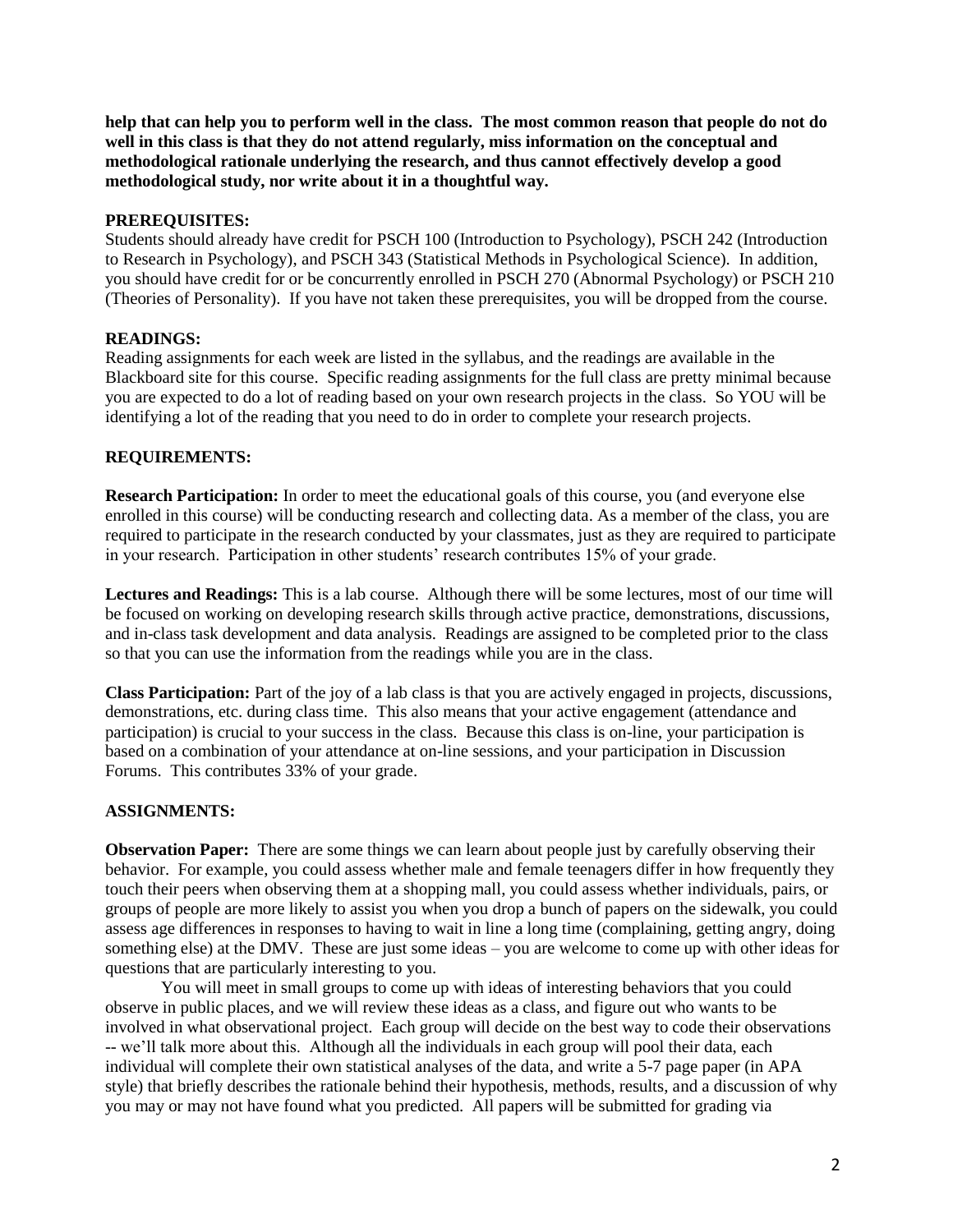**help that can help you to perform well in the class. The most common reason that people do not do well in this class is that they do not attend regularly, miss information on the conceptual and methodological rationale underlying the research, and thus cannot effectively develop a good methodological study, nor write about it in a thoughtful way.**

**PREREQUISITES:**

Students should already have credit for PSCH 100 (Introduction to Psychology), PSCH 242 (Introduction to Research in Psychology), and PSCH 343 (Statistical Methods in Psychological Science). In addition, you should have credit for or be concurrently enrolled in PSCH 270 (Abnormal Psychology) or PSCH 210 (Theories of Personality). If you have not taken these prerequisites, you will be dropped from the course.

**READINGS:**

Reading assignments for each week are listed in the syllabus, and the readings are available in the Blackboard site for this course. Specific reading assignments for the full class are pretty minimal because you are expected to do a lot of reading based on your own research projects in the class. So YOU will be identifying a lot of the reading that you need to do in order to complete your research projects.

**REQUIREMENTS:**

**Research Participation:** In order to meet the educational goals of this course, you (and everyone else enrolled in this course) will be conducting research and collecting data. As a member of the class, you are required to participate in the research conducted by your classmates, just as they are required to participate in your research. Participation in other students' research contributes 15% of your grade.

**Lectures and Readings:** This is a lab course. Although there will be some lectures, most of our time will be focused on working on developing research skills through active practice, demonstrations, discussions, and in-class task development and data analysis. Readings are assigned to be completed prior to the class so that you can use the information from the readings while you are in the class.

**Class Participation:** Part of the joy of a lab class is that you are actively engaged in projects, discussions, demonstrations, etc. during class time. This also means that your active engagement (attendance and participation) is crucial to your success in the class. Because this class is on-line, your participation is based on a combination of your attendance at on-line sessions, and your participation in Discussion Forums. This contributes 33% of your grade.

**ASSIGNMENTS:**

**Observation Paper:** There are some things we can learn about people just by carefully observing their behavior. For example, you could assess whether male and female teenagers differ in how frequently they touch their peers when observing them at a shopping mall, you could assess whether individuals, pairs, or groups of people are more likely to assist you when you drop a bunch of papers on the sidewalk, you could assess age differences in responses to having to wait in line a long time (complaining, getting angry, doing something else) at the DMV. These are just some ideas – you are welcome to come up with other ideas for questions that are particularly interesting to you.

You will meet in small groups to come up with ideas of interesting behaviors that you could observe in public places, and we will review these ideas as a class, and figure out who wants to be involved in what observational project. Each group will decide on the best way to code their observations -- we'll talk more about this. Although all the individuals in each group will pool their data, each individual will complete their own statistical analyses of the data, and write a 5-7 page paper (in APA style) that briefly describes the rationale behind their hypothesis, methods, results, and a discussion of why you may or may not have found what you predicted. All papers will be submitted for grading via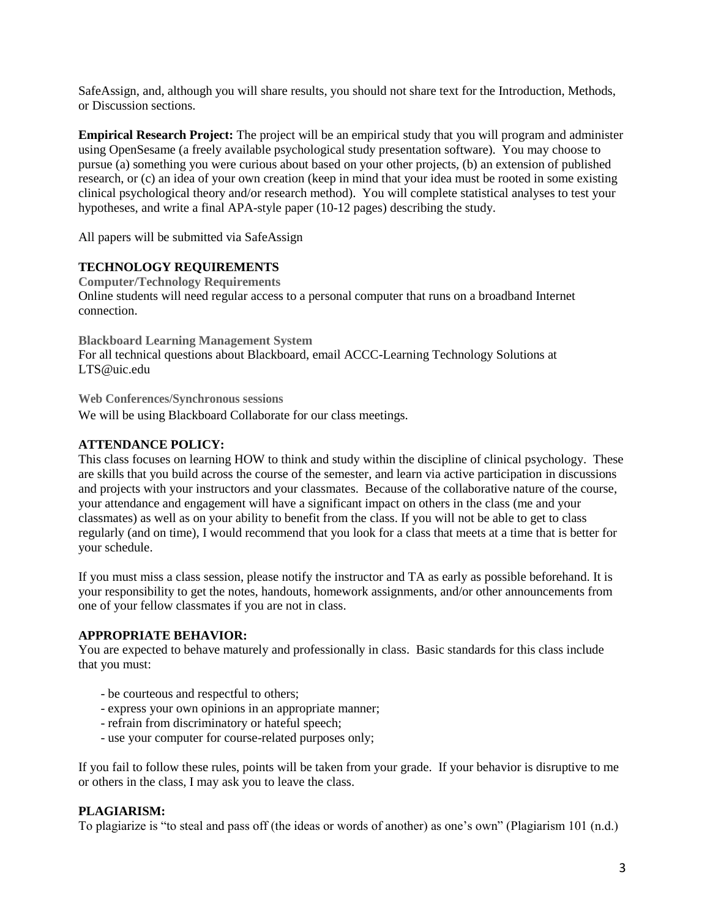SafeAssign, and, although you will share results, you should not share text for the Introduction, Methods, or Discussion sections.

**Empirical Research Project:** The project will be an empirical study that you will program and administer using OpenSesame (a freely available psychological study presentation software). You may choose to pursue (a) something you were curious about based on your other projects, (b) an extension of published research, or (c) an idea of your own creation (keep in mind that your idea must be rooted in some existing clinical psychological theory and/or research method). You will complete statistical analyses to test your hypotheses, and write a final APA-style paper (10-12 pages) describing the study.

All papers will be submitted via SafeAssign

## TECHNOLOGY REQUIREMENTS

### Computer/Technology Requirements

Online students will need regular access to a personal computer that runs on a broadband Internet connection.

### Blackboard Learning Management System

For all technical questions about Blackboard, email ACCC-Learning Technology Solutions at LTS@uic.edu

### Web Conferences/Synchronous sessions

We will be using Blackboard Collaborate for our class meetings.

## ATTENDANCE POLICY:

This class focuses on learning HOW to think and study within the discipline of clinical psychology. These are skills that you build across the course of the semester, and learn via active participation in discussions and projects with your instructors and your classmates. Because of the collaborative nature of the course, your attendance and engagement will have a significant impact on others in the class (me and your classmates) as well as on your ability to benefit from the class. If you will not be able to get to class regularly (and on time), I would recommend that you look for a class that meets at a time that is better for your schedule.

If you must miss a class session, please notify the instructor and TA as early as possible beforehand. It is your responsibility to get the notes, handouts, homework assignments, and/or other announcements from one of your fellow classmates if you are not in class.

## APPROPRIATE BEHAVIOR:

You are expected to behave maturely and professionally in class. Basic standards for this class include that you must:

- be courteous and respectful to others;
- express your own opinions in an appropriate manner;
- refrain from discriminatory or hateful speech;
- use your computer for course-related purposes only;

If you fail to follow these rules, points will be taken from your grade. If your behavior is disruptive to me or others in the class, I may ask you to leave the class.

## PLAGIARISM:

To plagiarize is "to steal and pass off (the ideas or words of another) as one's own" (Plagiarism 101 (n.d.)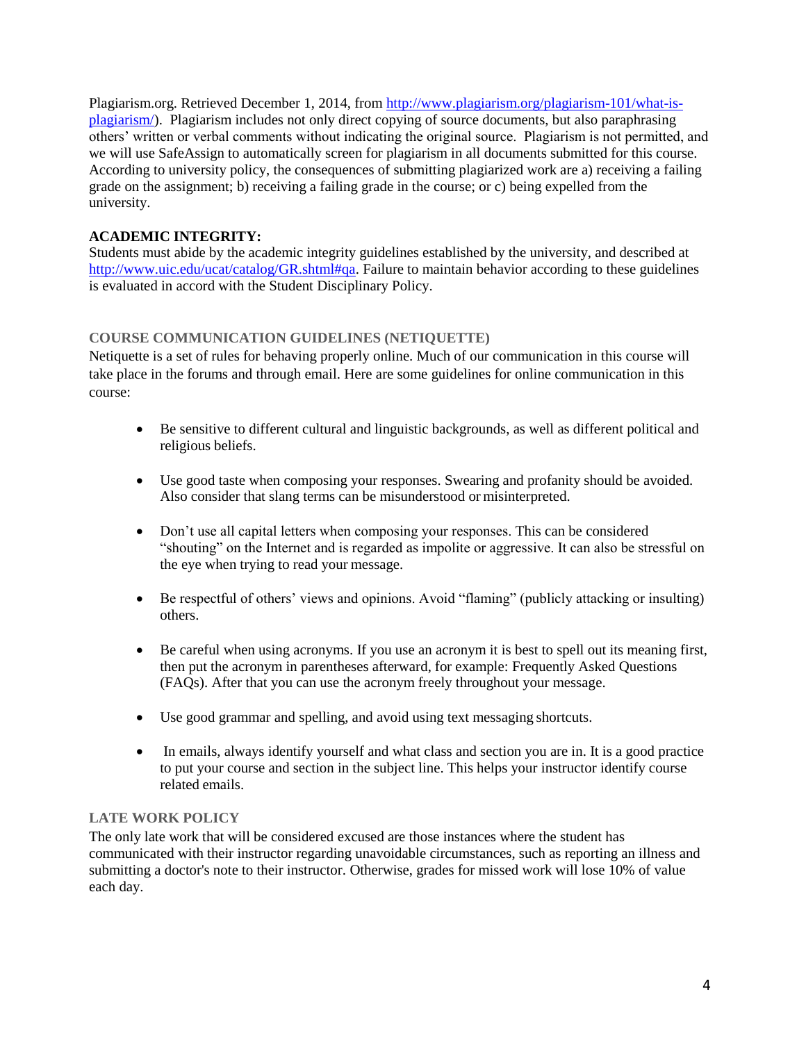Plagiarism.org. Retrieved December 1, 2014, from [http://www.plagiarism.org/plagiarism-101/what-is-plagiarism/](http://www.plagiarism.org/plagiarism-101/what-is-plagiarism/)). Plagiarism includes not only direct copying of source documents, but also paraphrasing others' written or verbal comments without indicating the original source. Plagiarism is not permitted, and we will use SafeAssign to automatically screen for plagiarism in all documents submitted for this course. According to university policy, the consequences of submitting plagiarized work are a) receiving a failing grade on the assignment; b) receiving a failing grade in the course; or c) being expelled from the university.

**ACADEMIC INTEGRITY:**

Students must abide by the academic integrity guidelines established by the university, and described at [http://www.uic.edu/ucat/catalog/GR.shtml#qa](http://www.uic.edu/ucat/catalog/GR.shtml#qa). Failure to maintain behavior according to these guidelines is evaluated in accord with the Student Disciplinary Policy.

## COURSE COMMUNICATION GUIDELINES (NETIQUETTE)

Netiquette is a set of rules for behaving properly online. Much of our communication in this course will take place in the forums and through email. Here are some guidelines for online communication in this course:

- Be sensitive to different cultural and linguistic backgrounds, as well as different political and religious beliefs.
- Use good taste when composing your responses. Swearing and profanity should be avoided. Also consider that slang terms can be misunderstood or misinterpreted.
- Don't use all capital letters when composing your responses. This can be considered "shouting" on the Internet and is regarded as impolite or aggressive. It can also be stressful on the eye when trying to read your message.
- Be respectful of others' views and opinions. Avoid "flaming" (publicly attacking or insulting) others.
- Be careful when using acronyms. If you use an acronym it is best to spell out its meaning first, then put the acronym in parentheses afterward, for example: Frequently Asked Questions (FAQs). After that you can use the acronym freely throughout your message.
- Use good grammar and spelling, and avoid using text messaging shortcuts.
- In emails, always identify yourself and what class and section you are in. It is a good practice to put your course and section in the subject line. This helps your instructor identify course related emails.

## LATE WORK POLICY

The only late work that will be considered excused are those instances where the student has communicated with their instructor regarding unavoidable circumstances, such as reporting an illness and submitting a doctor's note to their instructor. Otherwise, grades for missed work will lose 10% of value each day.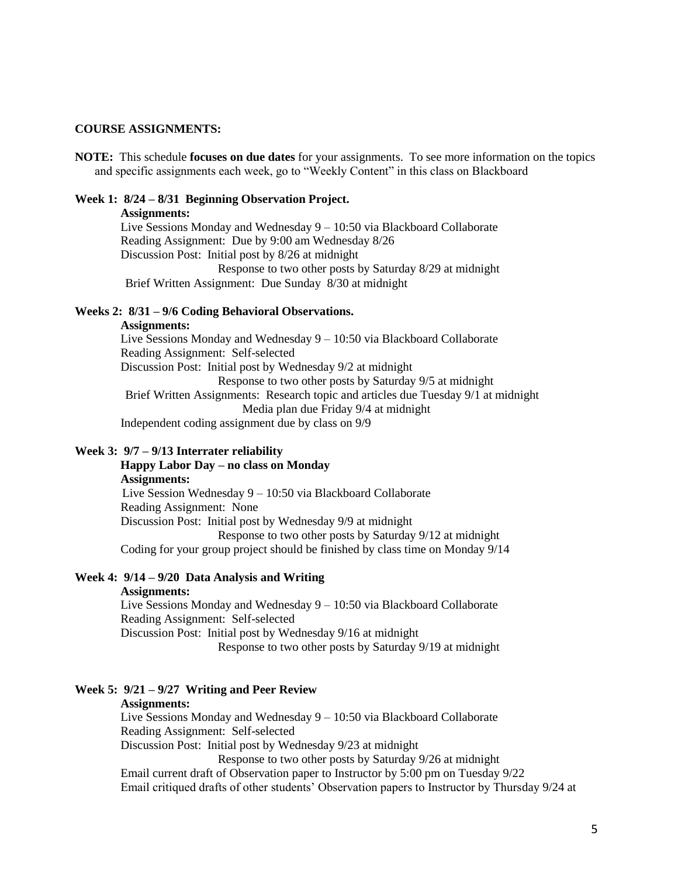**COURSE ASSIGNMENTS:**

**NOTE:** This schedule **focuses on due dates** for your assignments. To see more information on the topics and specific assignments each week, go to "Weekly Content" in this class on Blackboard

**Week 1: 8/24 – 8/31 Beginning Observation Project.**

**Assignments:**

Live Sessions Monday and Wednesday 9 – 10:50 via Blackboard Collaborate
Reading Assignment: Due by 9:00 am Wednesday 8/26
Discussion Post: Initial post by 8/26 at midnight
Response to two other posts by Saturday 8/29 at midnight
Brief Written Assignment: Due Sunday 8/30 at midnight

**Weeks 2: 8/31 – 9/6 Coding Behavioral Observations.**

**Assignments:**

Live Sessions Monday and Wednesday 9 – 10:50 via Blackboard Collaborate
Reading Assignment: Self-selected
Discussion Post: Initial post by Wednesday 9/2 at midnight
Response to two other posts by Saturday 9/5 at midnight
Brief Written Assignments: Research topic and articles due Tuesday 9/1 at midnight
Media plan due Friday 9/4 at midnight
Independent coding assignment due by class on 9/9

**Week 3: 9/7 – 9/13 Interrater reliability**

**Happy Labor Day – no class on Monday**

**Assignments:**

Live Session Wednesday 9 – 10:50 via Blackboard Collaborate
Reading Assignment: None
Discussion Post: Initial post by Wednesday 9/9 at midnight
Response to two other posts by Saturday 9/12 at midnight
Coding for your group project should be finished by class time on Monday 9/14

**Week 4: 9/14 – 9/20 Data Analysis and Writing**

**Assignments:**

Live Sessions Monday and Wednesday 9 – 10:50 via Blackboard Collaborate
Reading Assignment: Self-selected
Discussion Post: Initial post by Wednesday 9/16 at midnight
Response to two other posts by Saturday 9/19 at midnight

**Week 5: 9/21 – 9/27 Writing and Peer Review**

**Assignments:**

Live Sessions Monday and Wednesday 9 – 10:50 via Blackboard Collaborate
Reading Assignment: Self-selected
Discussion Post: Initial post by Wednesday 9/23 at midnight
Response to two other posts by Saturday 9/26 at midnight
Email current draft of Observation paper to Instructor by 5:00 pm on Tuesday 9/22
Email critiqued drafts of other students' Observation papers to Instructor by Thursday 9/24 at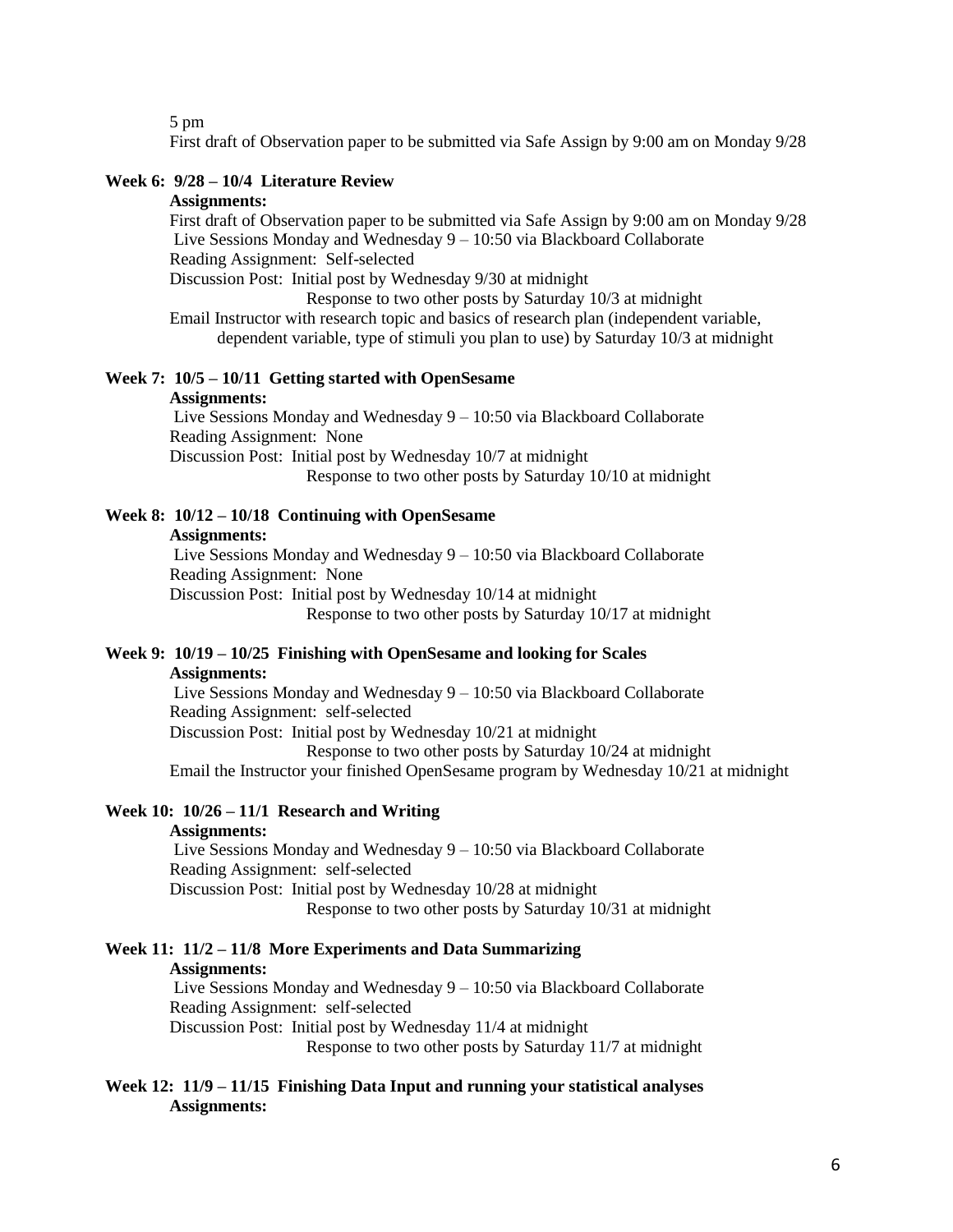5 pm

First draft of Observation paper to be submitted via Safe Assign by 9:00 am on Monday 9/28

**Week 6: 9/28 – 10/4 Literature Review**

**Assignments:**

First draft of Observation paper to be submitted via Safe Assign by 9:00 am on Monday 9/28
Live Sessions Monday and Wednesday 9 – 10:50 via Blackboard Collaborate
Reading Assignment: Self-selected
Discussion Post: Initial post by Wednesday 9/30 at midnight
Response to two other posts by Saturday 10/3 at midnight
Email Instructor with research topic and basics of research plan (independent variable, dependent variable, type of stimuli you plan to use) by Saturday 10/3 at midnight

**Week 7: 10/5 – 10/11 Getting started with OpenSesame**

**Assignments:**

Live Sessions Monday and Wednesday 9 – 10:50 via Blackboard Collaborate
Reading Assignment: None
Discussion Post: Initial post by Wednesday 10/7 at midnight
Response to two other posts by Saturday 10/10 at midnight

**Week 8: 10/12 – 10/18 Continuing with OpenSesame**

**Assignments:**

Live Sessions Monday and Wednesday 9 – 10:50 via Blackboard Collaborate
Reading Assignment: None
Discussion Post: Initial post by Wednesday 10/14 at midnight
Response to two other posts by Saturday 10/17 at midnight

**Week 9: 10/19 – 10/25 Finishing with OpenSesame and looking for Scales**

**Assignments:**

Live Sessions Monday and Wednesday 9 – 10:50 via Blackboard Collaborate
Reading Assignment: self-selected
Discussion Post: Initial post by Wednesday 10/21 at midnight
Response to two other posts by Saturday 10/24 at midnight
Email the Instructor your finished OpenSesame program by Wednesday 10/21 at midnight

**Week 10: 10/26 – 11/1 Research and Writing**

**Assignments:**

Live Sessions Monday and Wednesday 9 – 10:50 via Blackboard Collaborate
Reading Assignment: self-selected
Discussion Post: Initial post by Wednesday 10/28 at midnight
Response to two other posts by Saturday 10/31 at midnight

**Week 11: 11/2 – 11/8 More Experiments and Data Summarizing**

**Assignments:**

Live Sessions Monday and Wednesday 9 – 10:50 via Blackboard Collaborate
Reading Assignment: self-selected
Discussion Post: Initial post by Wednesday 11/4 at midnight
Response to two other posts by Saturday 11/7 at midnight

**Week 12: 11/9 – 11/15 Finishing Data Input and running your statistical analyses**

**Assignments:**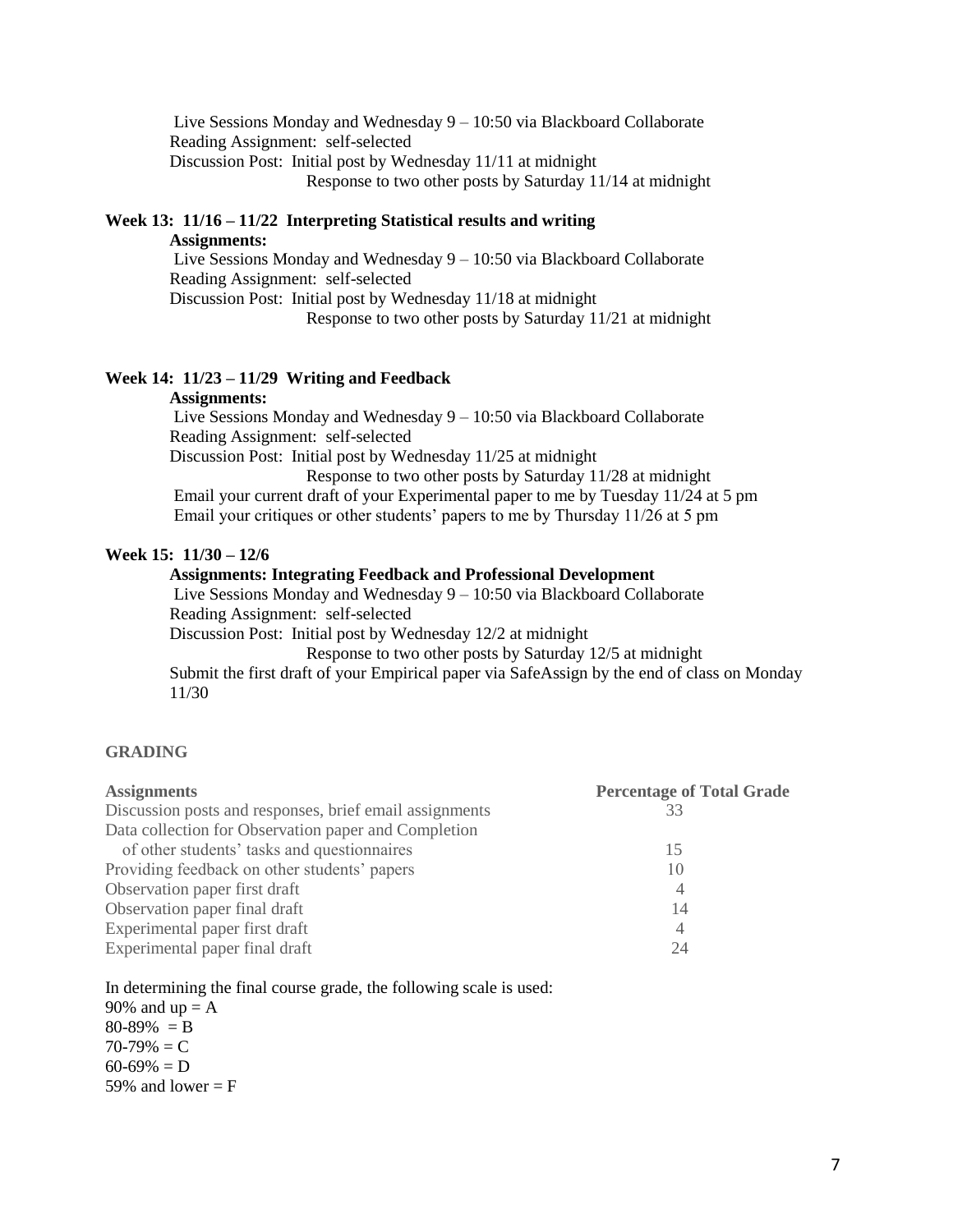Live Sessions Monday and Wednesday 9 – 10:50 via Blackboard Collaborate
Reading Assignment: self-selected
Discussion Post: Initial post by Wednesday 11/11 at midnight
Response to two other posts by Saturday 11/14 at midnight

**Week 13: 11/16 – 11/22 Interpreting Statistical results and writing**

**Assignments:**

Live Sessions Monday and Wednesday 9 – 10:50 via Blackboard Collaborate
Reading Assignment: self-selected
Discussion Post: Initial post by Wednesday 11/18 at midnight
Response to two other posts by Saturday 11/21 at midnight

**Week 14: 11/23 – 11/29 Writing and Feedback**

**Assignments:**

Live Sessions Monday and Wednesday 9 – 10:50 via Blackboard Collaborate
Reading Assignment: self-selected
Discussion Post: Initial post by Wednesday 11/25 at midnight
Response to two other posts by Saturday 11/28 at midnight
Email your current draft of your Experimental paper to me by Tuesday 11/24 at 5 pm
Email your critiques or other students' papers to me by Thursday 11/26 at 5 pm

**Week 15: 11/30 – 12/6**

**Assignments: Integrating Feedback and Professional Development**

Live Sessions Monday and Wednesday 9 – 10:50 via Blackboard Collaborate
Reading Assignment: self-selected
Discussion Post: Initial post by Wednesday 12/2 at midnight
Response to two other posts by Saturday 12/5 at midnight
Submit the first draft of your Empirical paper via SafeAssign by the end of class on Monday 11/30

## GRADING

| Assignments | Percentage of Total Grade |
|---|---|
| Discussion posts and responses, brief email assignments | 33 |
| Data collection for Observation paper and Completion of other students' tasks and questionnaires | 15 |
| Providing feedback on other students' papers | 10 |
| Observation paper first draft | 4 |
| Observation paper final draft | 14 |
| Experimental paper first draft | 4 |
| Experimental paper final draft | 24 |

In determining the final course grade, the following scale is used:
90% and up = A
80-89% = B
70-79% = C
60-69% = D
59% and lower = F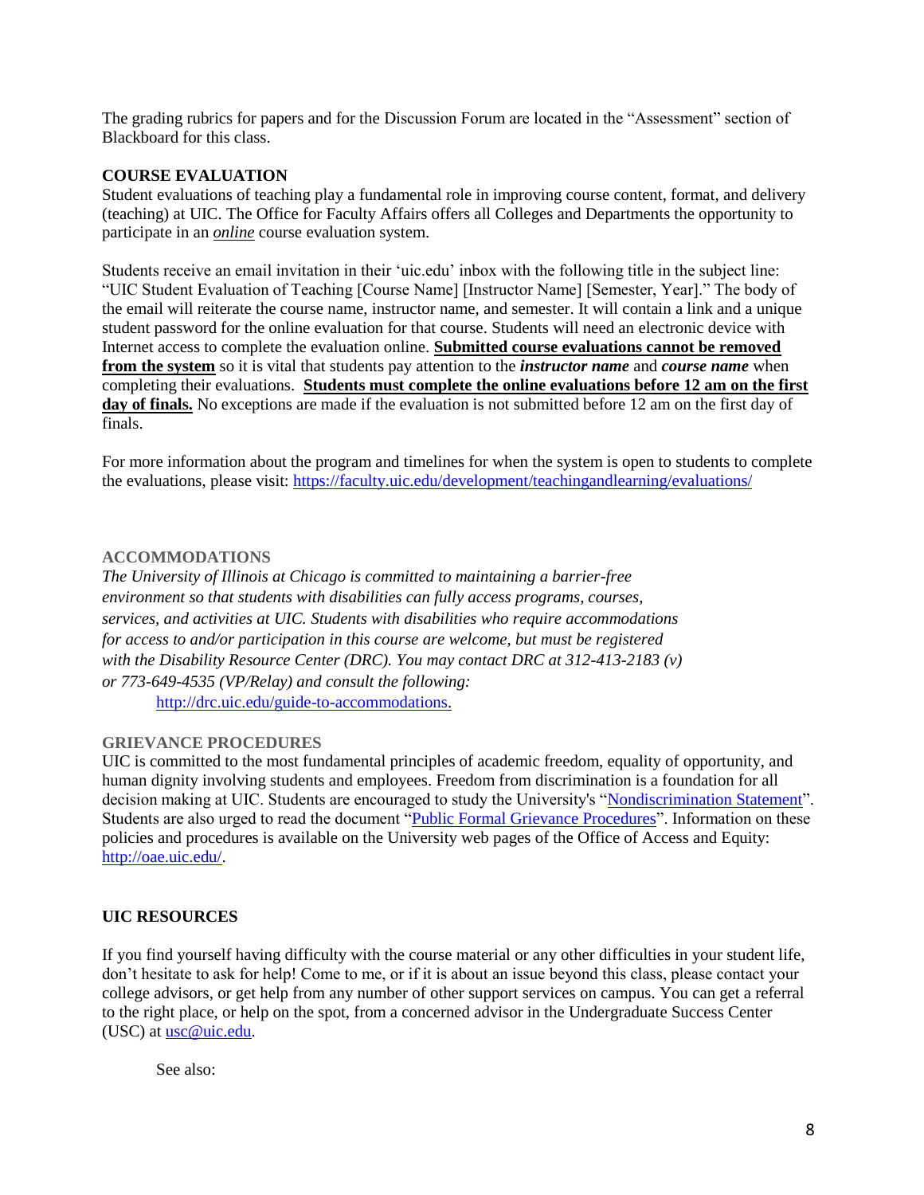The grading rubrics for papers and for the Discussion Forum are located in the "Assessment" section of Blackboard for this class.

## COURSE EVALUATION

Student evaluations of teaching play a fundamental role in improving course content, format, and delivery (teaching) at UIC. The Office for Faculty Affairs offers all Colleges and Departments the opportunity to participate in an *online* course evaluation system.

Students receive an email invitation in their 'uic.edu' inbox with the following title in the subject line: "UIC Student Evaluation of Teaching [Course Name] [Instructor Name] [Semester, Year]." The body of the email will reiterate the course name, instructor name, and semester. It will contain a link and a unique student password for the online evaluation for that course. Students will need an electronic device with Internet access to complete the evaluation online. **Submitted course evaluations cannot be removed from the system** so it is vital that students pay attention to the ***instructor name*** and ***course name*** when completing their evaluations. **Students must complete the online evaluations before 12 am on the first day of finals.** No exceptions are made if the evaluation is not submitted before 12 am on the first day of finals.

For more information about the program and timelines for when the system is open to students to complete the evaluations, please visit: https://faculty.uic.edu/development/teachingandlearning/evaluations/

## ACCOMMODATIONS

*The University of Illinois at Chicago is committed to maintaining a barrier-free environment so that students with disabilities can fully access programs, courses, services, and activities at UIC. Students with disabilities who require accommodations for access to and/or participation in this course are welcome, but must be registered with the Disability Resource Center (DRC). You may contact DRC at 312-413-2183 (v) or 773-649-4535 (VP/Relay) and consult the following:*

http://drc.uic.edu/guide-to-accommodations.

## GRIEVANCE PROCEDURES

UIC is committed to the most fundamental principles of academic freedom, equality of opportunity, and human dignity involving students and employees. Freedom from discrimination is a foundation for all decision making at UIC. Students are encouraged to study the University's "Nondiscrimination Statement". Students are also urged to read the document "Public Formal Grievance Procedures". Information on these policies and procedures is available on the University web pages of the Office of Access and Equity: http://oae.uic.edu/.

## UIC RESOURCES

If you find yourself having difficulty with the course material or any other difficulties in your student life, don't hesitate to ask for help! Come to me, or if it is about an issue beyond this class, please contact your college advisors, or get help from any number of other support services on campus. You can get a referral to the right place, or help on the spot, from a concerned advisor in the Undergraduate Success Center (USC) at usc@uic.edu.

See also: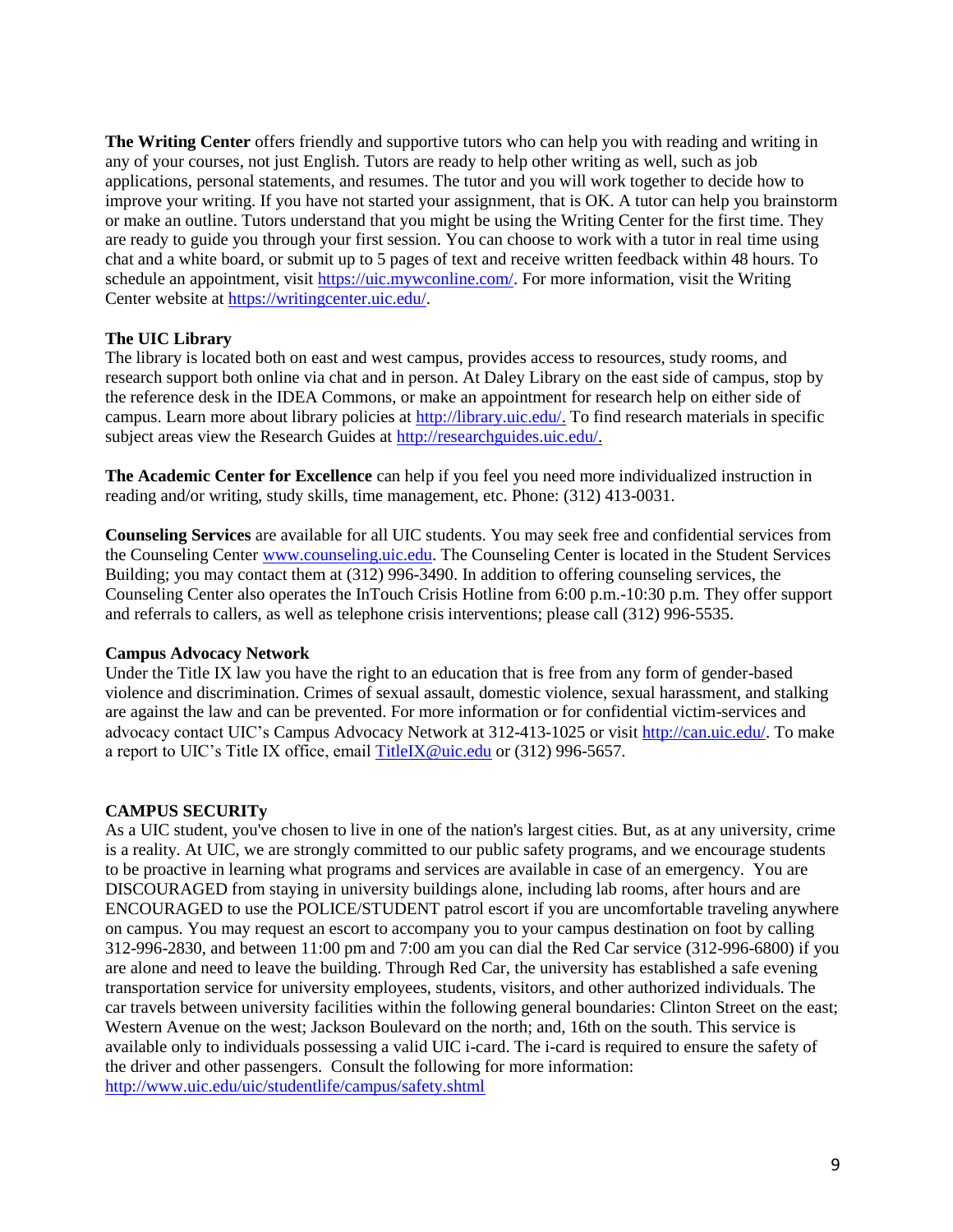**The Writing Center** offers friendly and supportive tutors who can help you with reading and writing in any of your courses, not just English. Tutors are ready to help other writing as well, such as job applications, personal statements, and resumes. The tutor and you will work together to decide how to improve your writing. If you have not started your assignment, that is OK. A tutor can help you brainstorm or make an outline. Tutors understand that you might be using the Writing Center for the first time. They are ready to guide you through your first session. You can choose to work with a tutor in real time using chat and a white board, or submit up to 5 pages of text and receive written feedback within 48 hours. To schedule an appointment, visit https://uic.mywconline.com/. For more information, visit the Writing Center website at https://writingcenter.uic.edu/.

**The UIC Library**

The library is located both on east and west campus, provides access to resources, study rooms, and research support both online via chat and in person. At Daley Library on the east side of campus, stop by the reference desk in the IDEA Commons, or make an appointment for research help on either side of campus. Learn more about library policies at http://library.uic.edu/. To find research materials in specific subject areas view the Research Guides at http://researchguides.uic.edu/.

**The Academic Center for Excellence** can help if you feel you need more individualized instruction in reading and/or writing, study skills, time management, etc. Phone: (312) 413-0031.

**Counseling Services** are available for all UIC students. You may seek free and confidential services from the Counseling Center www.counseling.uic.edu. The Counseling Center is located in the Student Services Building; you may contact them at (312) 996-3490. In addition to offering counseling services, the Counseling Center also operates the InTouch Crisis Hotline from 6:00 p.m.-10:30 p.m. They offer support and referrals to callers, as well as telephone crisis interventions; please call (312) 996-5535.

**Campus Advocacy Network**

Under the Title IX law you have the right to an education that is free from any form of gender-based violence and discrimination. Crimes of sexual assault, domestic violence, sexual harassment, and stalking are against the law and can be prevented. For more information or for confidential victim-services and advocacy contact UIC's Campus Advocacy Network at 312-413-1025 or visit http://can.uic.edu/. To make a report to UIC's Title IX office, email TitleIX@uic.edu or (312) 996-5657.

**CAMPUS SECURITy**

As a UIC student, you've chosen to live in one of the nation's largest cities. But, as at any university, crime is a reality. At UIC, we are strongly committed to our public safety programs, and we encourage students to be proactive in learning what programs and services are available in case of an emergency. You are DISCOURAGED from staying in university buildings alone, including lab rooms, after hours and are ENCOURAGED to use the POLICE/STUDENT patrol escort if you are uncomfortable traveling anywhere on campus. You may request an escort to accompany you to your campus destination on foot by calling 312-996-2830, and between 11:00 pm and 7:00 am you can dial the Red Car service (312-996-6800) if you are alone and need to leave the building. Through Red Car, the university has established a safe evening transportation service for university employees, students, visitors, and other authorized individuals. The car travels between university facilities within the following general boundaries: Clinton Street on the east; Western Avenue on the west; Jackson Boulevard on the north; and, 16th on the south. This service is available only to individuals possessing a valid UIC i-card. The i-card is required to ensure the safety of the driver and other passengers. Consult the following for more information: http://www.uic.edu/uic/studentlife/campus/safety.shtml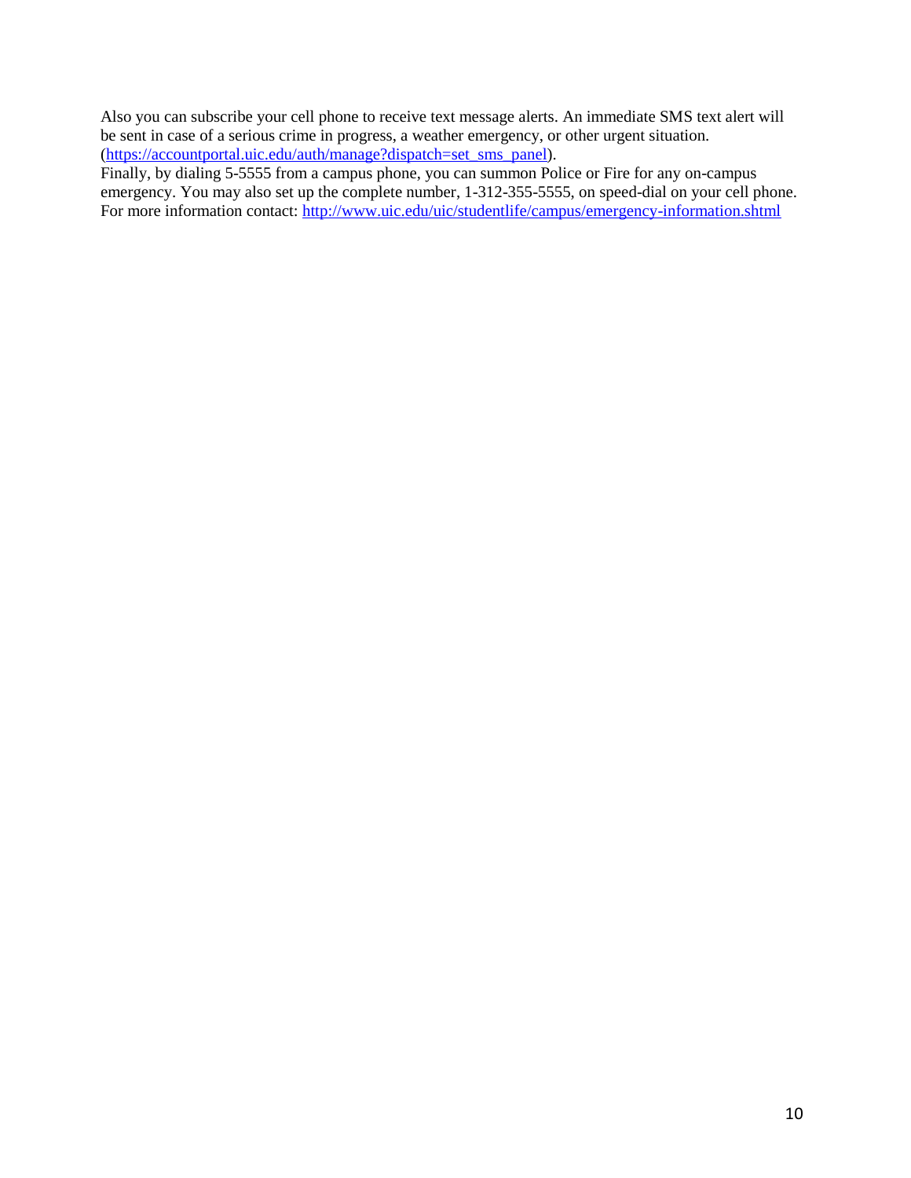Also you can subscribe your cell phone to receive text message alerts. An immediate SMS text alert will be sent in case of a serious crime in progress, a weather emergency, or other urgent situation. (https://accountportal.uic.edu/auth/manage?dispatch=set_sms_panel).

Finally, by dialing 5-5555 from a campus phone, you can summon Police or Fire for any on-campus emergency. You may also set up the complete number, 1-312-355-5555, on speed-dial on your cell phone. For more information contact: http://www.uic.edu/uic/studentlife/campus/emergency-information.shtml